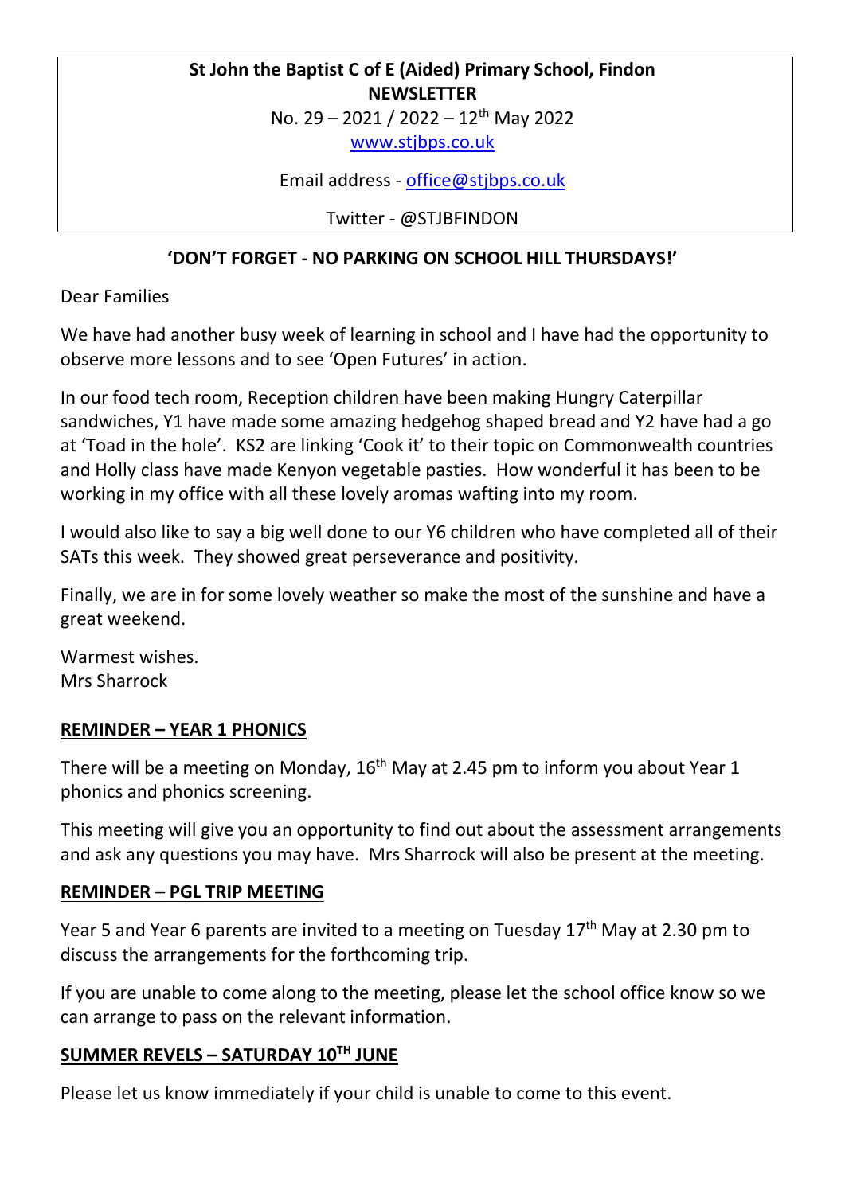**St John the Baptist C of E (Aided) Primary School, Findon**
**NEWSLETTER**
No. 29 – 2021 / 2022 – 12th May 2022
www.stjbps.co.uk

Email address - office@stjbps.co.uk

Twitter - @STJBFINDON

**'DON'T FORGET - NO PARKING ON SCHOOL HILL THURSDAYS!'**

Dear Families

We have had another busy week of learning in school and I have had the opportunity to observe more lessons and to see 'Open Futures' in action.

In our food tech room, Reception children have been making Hungry Caterpillar sandwiches, Y1 have made some amazing hedgehog shaped bread and Y2 have had a go at 'Toad in the hole'. KS2 are linking 'Cook it' to their topic on Commonwealth countries and Holly class have made Kenyon vegetable pasties. How wonderful it has been to be working in my office with all these lovely aromas wafting into my room.

I would also like to say a big well done to our Y6 children who have completed all of their SATs this week. They showed great perseverance and positivity.

Finally, we are in for some lovely weather so make the most of the sunshine and have a great weekend.

Warmest wishes.
Mrs Sharrock

## REMINDER – YEAR 1 PHONICS

There will be a meeting on Monday, 16th May at 2.45 pm to inform you about Year 1 phonics and phonics screening.

This meeting will give you an opportunity to find out about the assessment arrangements and ask any questions you may have. Mrs Sharrock will also be present at the meeting.

## REMINDER – PGL TRIP MEETING

Year 5 and Year 6 parents are invited to a meeting on Tuesday 17th May at 2.30 pm to discuss the arrangements for the forthcoming trip.

If you are unable to come along to the meeting, please let the school office know so we can arrange to pass on the relevant information.

## SUMMER REVELS – SATURDAY 10TH JUNE

Please let us know immediately if your child is unable to come to this event.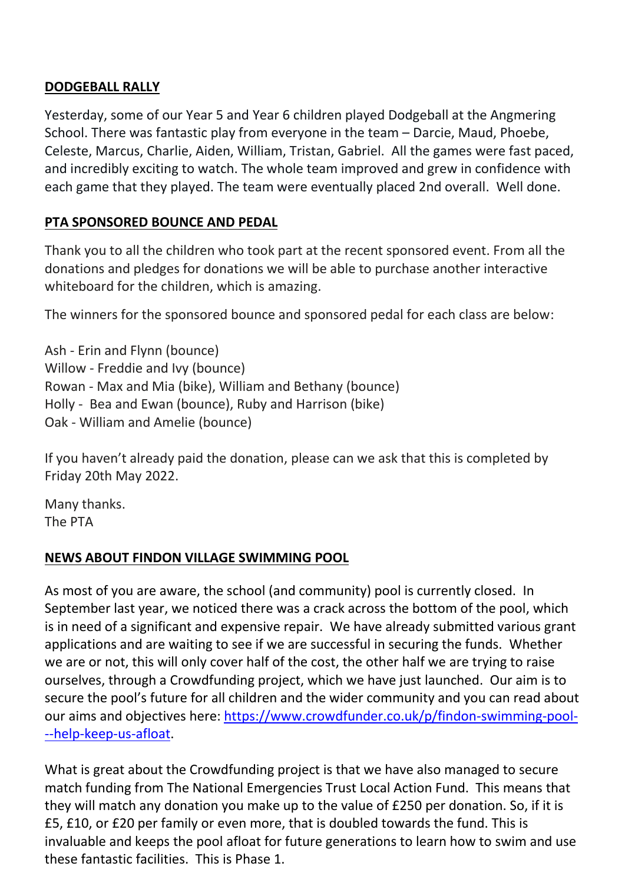## DODGEBALL RALLY

Yesterday, some of our Year 5 and Year 6 children played Dodgeball at the Angmering School. There was fantastic play from everyone in the team – Darcie, Maud, Phoebe, Celeste, Marcus, Charlie, Aiden, William, Tristan, Gabriel. All the games were fast paced, and incredibly exciting to watch. The whole team improved and grew in confidence with each game that they played. The team were eventually placed 2nd overall. Well done.

## PTA SPONSORED BOUNCE AND PEDAL

Thank you to all the children who took part at the recent sponsored event. From all the donations and pledges for donations we will be able to purchase another interactive whiteboard for the children, which is amazing.

The winners for the sponsored bounce and sponsored pedal for each class are below:

Ash - Erin and Flynn (bounce)
Willow - Freddie and Ivy (bounce)
Rowan - Max and Mia (bike), William and Bethany (bounce)
Holly - Bea and Ewan (bounce), Ruby and Harrison (bike)
Oak - William and Amelie (bounce)

If you haven't already paid the donation, please can we ask that this is completed by Friday 20th May 2022.

Many thanks.
The PTA

## NEWS ABOUT FINDON VILLAGE SWIMMING POOL

As most of you are aware, the school (and community) pool is currently closed. In September last year, we noticed there was a crack across the bottom of the pool, which is in need of a significant and expensive repair. We have already submitted various grant applications and are waiting to see if we are successful in securing the funds. Whether we are or not, this will only cover half of the cost, the other half we are trying to raise ourselves, through a Crowdfunding project, which we have just launched. Our aim is to secure the pool's future for all children and the wider community and you can read about our aims and objectives here: [https://www.crowdfunder.co.uk/p/findon-swimming-pool---help-keep-us-afloat](https://www.crowdfunder.co.uk/p/findon-swimming-pool---help-keep-us-afloat).

What is great about the Crowdfunding project is that we have also managed to secure match funding from The National Emergencies Trust Local Action Fund. This means that they will match any donation you make up to the value of £250 per donation. So, if it is £5, £10, or £20 per family or even more, that is doubled towards the fund. This is invaluable and keeps the pool afloat for future generations to learn how to swim and use these fantastic facilities. This is Phase 1.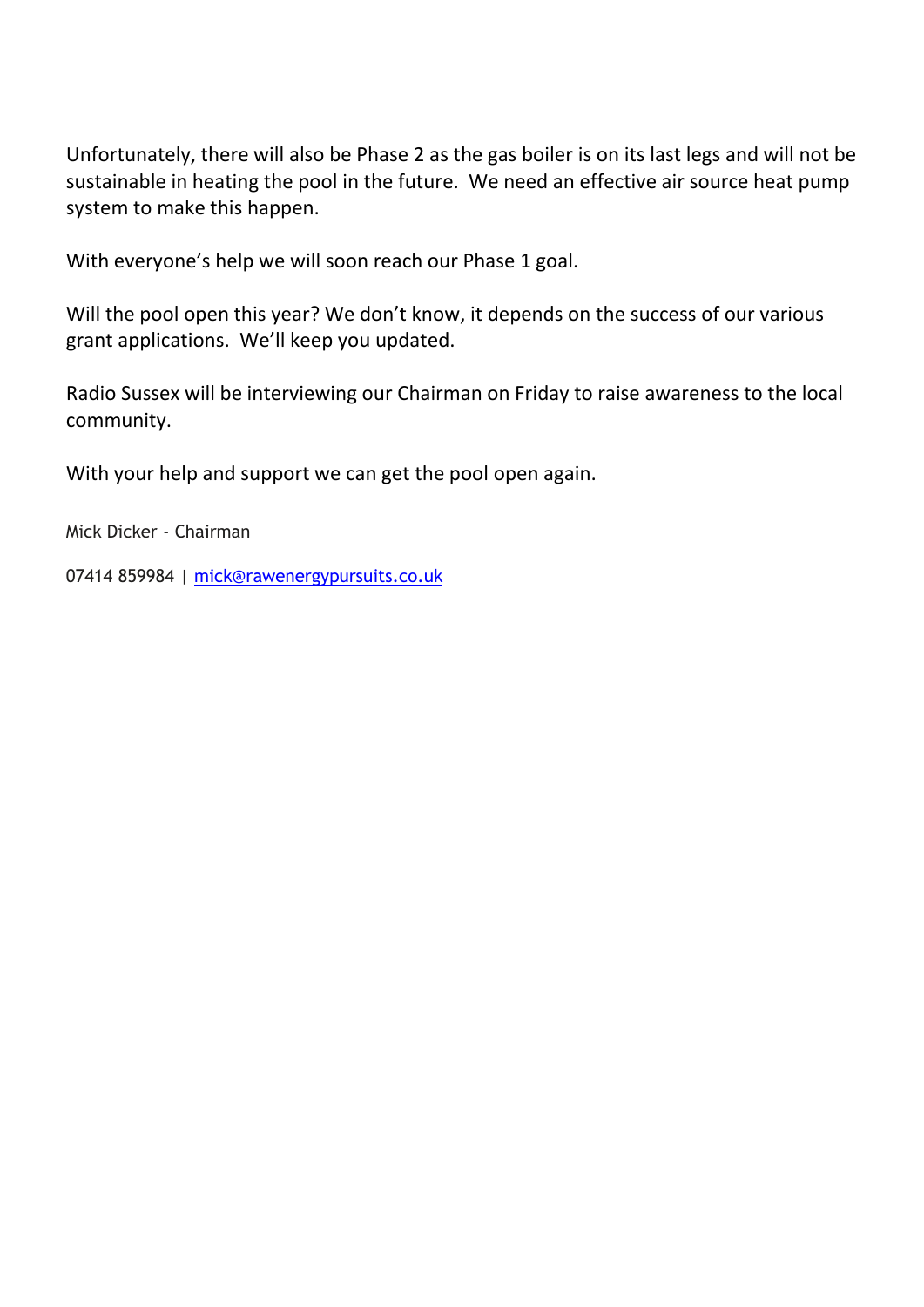Unfortunately, there will also be Phase 2 as the gas boiler is on its last legs and will not be sustainable in heating the pool in the future. We need an effective air source heat pump system to make this happen.

With everyone's help we will soon reach our Phase 1 goal.

Will the pool open this year? We don't know, it depends on the success of our various grant applications. We'll keep you updated.

Radio Sussex will be interviewing our Chairman on Friday to raise awareness to the local community.

With your help and support we can get the pool open again.

Mick Dicker - Chairman

07414 859984 | mick@rawenergypursuits.co.uk